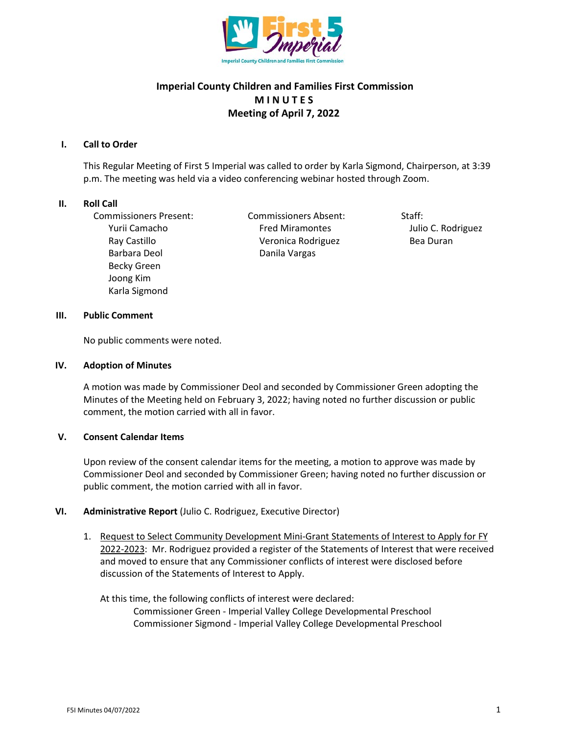# Imperial County Children and Families First Commission
## M I N U T E S
## Meeting of April 7, 2022

### I. Call to Order

This Regular Meeting of First 5 Imperial was called to order by Karla Sigmond, Chairperson, at 3:39 p.m. The meeting was held via a video conferencing webinar hosted through Zoom.

### II. Roll Call

Commissioners Present:
- Yurii Camacho
- Ray Castillo
- Barbara Deol
- Becky Green
- Joong Kim
- Karla Sigmond

Commissioners Absent:
- Fred Miramontes
- Veronica Rodriguez
- Danila Vargas

Staff:
- Julio C. Rodriguez
- Bea Duran

### III. Public Comment

No public comments were noted.

### IV. Adoption of Minutes

A motion was made by Commissioner Deol and seconded by Commissioner Green adopting the Minutes of the Meeting held on February 3, 2022; having noted no further discussion or public comment, the motion carried with all in favor.

### V. Consent Calendar Items

Upon review of the consent calendar items for the meeting, a motion to approve was made by Commissioner Deol and seconded by Commissioner Green; having noted no further discussion or public comment, the motion carried with all in favor.

### VI. Administrative Report (Julio C. Rodriguez, Executive Director)

1. Request to Select Community Development Mini-Grant Statements of Interest to Apply for FY 2022-2023: Mr. Rodriguez provided a register of the Statements of Interest that were received and moved to ensure that any Commissioner conflicts of interest were disclosed before discussion of the Statements of Interest to Apply.

   At this time, the following conflicts of interest were declared:
   - Commissioner Green - Imperial Valley College Developmental Preschool
   - Commissioner Sigmond - Imperial Valley College Developmental Preschool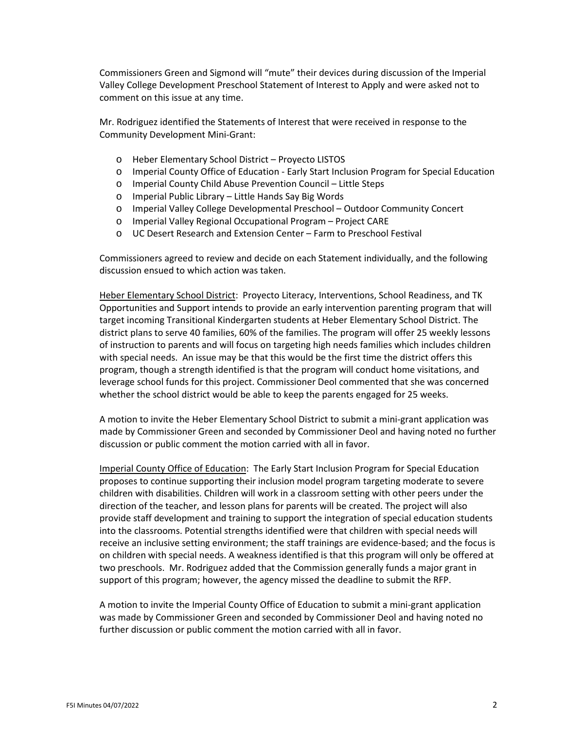Commissioners Green and Sigmond will “mute” their devices during discussion of the Imperial Valley College Development Preschool Statement of Interest to Apply and were asked not to comment on this issue at any time.

Mr. Rodriguez identified the Statements of Interest that were received in response to the Community Development Mini-Grant:

- Heber Elementary School District – Proyecto LISTOS
- Imperial County Office of Education - Early Start Inclusion Program for Special Education
- Imperial County Child Abuse Prevention Council – Little Steps
- Imperial Public Library – Little Hands Say Big Words
- Imperial Valley College Developmental Preschool – Outdoor Community Concert
- Imperial Valley Regional Occupational Program – Project CARE
- UC Desert Research and Extension Center – Farm to Preschool Festival

Commissioners agreed to review and decide on each Statement individually, and the following discussion ensued to which action was taken.

Heber Elementary School District: Proyecto Literacy, Interventions, School Readiness, and TK Opportunities and Support intends to provide an early intervention parenting program that will target incoming Transitional Kindergarten students at Heber Elementary School District. The district plans to serve 40 families, 60% of the families. The program will offer 25 weekly lessons of instruction to parents and will focus on targeting high needs families which includes children with special needs. An issue may be that this would be the first time the district offers this program, though a strength identified is that the program will conduct home visitations, and leverage school funds for this project. Commissioner Deol commented that she was concerned whether the school district would be able to keep the parents engaged for 25 weeks.

A motion to invite the Heber Elementary School District to submit a mini-grant application was made by Commissioner Green and seconded by Commissioner Deol and having noted no further discussion or public comment the motion carried with all in favor.

Imperial County Office of Education: The Early Start Inclusion Program for Special Education proposes to continue supporting their inclusion model program targeting moderate to severe children with disabilities. Children will work in a classroom setting with other peers under the direction of the teacher, and lesson plans for parents will be created. The project will also provide staff development and training to support the integration of special education students into the classrooms. Potential strengths identified were that children with special needs will receive an inclusive setting environment; the staff trainings are evidence-based; and the focus is on children with special needs. A weakness identified is that this program will only be offered at two preschools. Mr. Rodriguez added that the Commission generally funds a major grant in support of this program; however, the agency missed the deadline to submit the RFP.

A motion to invite the Imperial County Office of Education to submit a mini-grant application was made by Commissioner Green and seconded by Commissioner Deol and having noted no further discussion or public comment the motion carried with all in favor.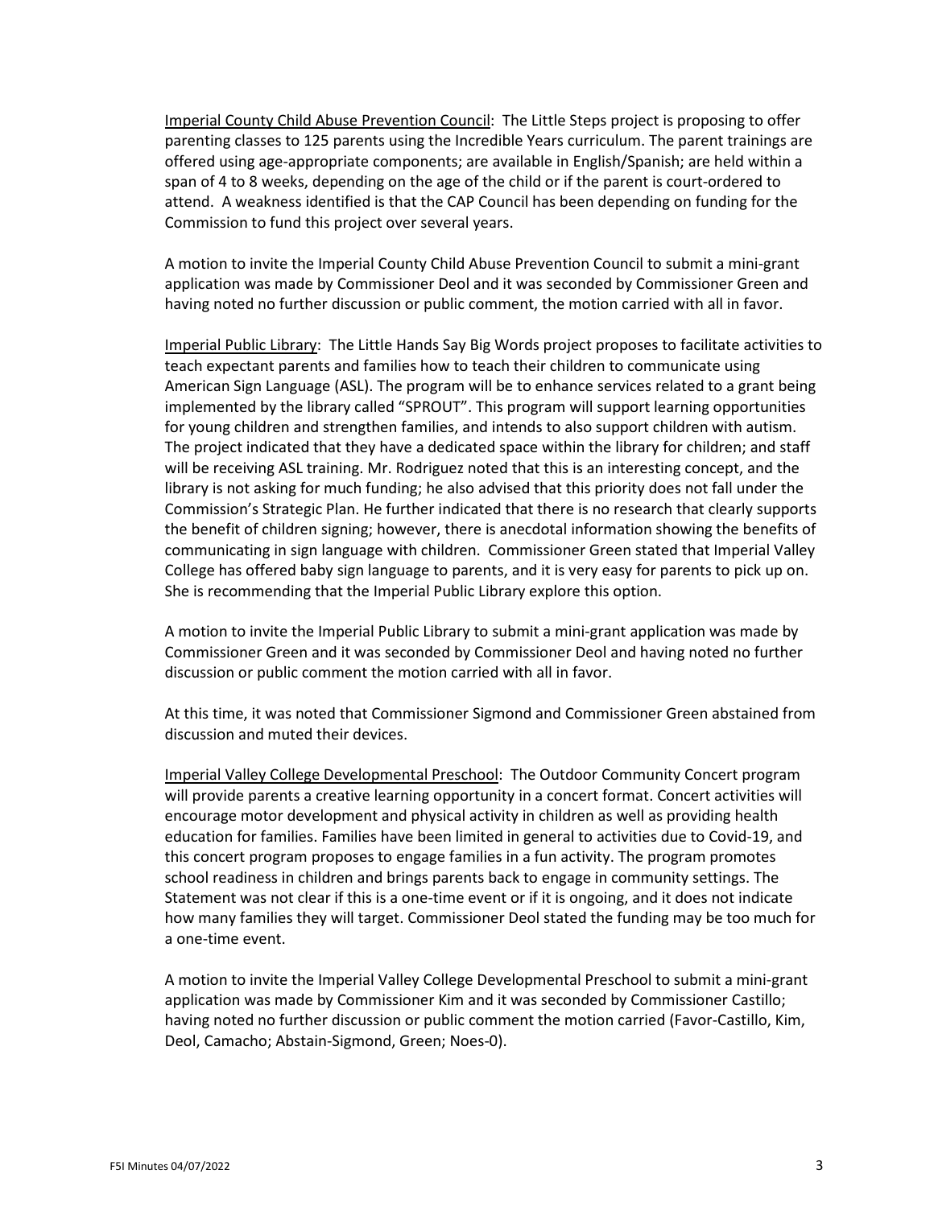<u>Imperial County Child Abuse Prevention Council</u>: The Little Steps project is proposing to offer parenting classes to 125 parents using the Incredible Years curriculum. The parent trainings are offered using age-appropriate components; are available in English/Spanish; are held within a span of 4 to 8 weeks, depending on the age of the child or if the parent is court-ordered to attend. A weakness identified is that the CAP Council has been depending on funding for the Commission to fund this project over several years.

A motion to invite the Imperial County Child Abuse Prevention Council to submit a mini-grant application was made by Commissioner Deol and it was seconded by Commissioner Green and having noted no further discussion or public comment, the motion carried with all in favor.

<u>Imperial Public Library</u>: The Little Hands Say Big Words project proposes to facilitate activities to teach expectant parents and families how to teach their children to communicate using American Sign Language (ASL). The program will be to enhance services related to a grant being implemented by the library called "SPROUT". This program will support learning opportunities for young children and strengthen families, and intends to also support children with autism. The project indicated that they have a dedicated space within the library for children; and staff will be receiving ASL training. Mr. Rodriguez noted that this is an interesting concept, and the library is not asking for much funding; he also advised that this priority does not fall under the Commission's Strategic Plan. He further indicated that there is no research that clearly supports the benefit of children signing; however, there is anecdotal information showing the benefits of communicating in sign language with children. Commissioner Green stated that Imperial Valley College has offered baby sign language to parents, and it is very easy for parents to pick up on. She is recommending that the Imperial Public Library explore this option.

A motion to invite the Imperial Public Library to submit a mini-grant application was made by Commissioner Green and it was seconded by Commissioner Deol and having noted no further discussion or public comment the motion carried with all in favor.

At this time, it was noted that Commissioner Sigmond and Commissioner Green abstained from discussion and muted their devices.

<u>Imperial Valley College Developmental Preschool</u>: The Outdoor Community Concert program will provide parents a creative learning opportunity in a concert format. Concert activities will encourage motor development and physical activity in children as well as providing health education for families. Families have been limited in general to activities due to Covid-19, and this concert program proposes to engage families in a fun activity. The program promotes school readiness in children and brings parents back to engage in community settings. The Statement was not clear if this is a one-time event or if it is ongoing, and it does not indicate how many families they will target. Commissioner Deol stated the funding may be too much for a one-time event.

A motion to invite the Imperial Valley College Developmental Preschool to submit a mini-grant application was made by Commissioner Kim and it was seconded by Commissioner Castillo; having noted no further discussion or public comment the motion carried (Favor-Castillo, Kim, Deol, Camacho; Abstain-Sigmond, Green; Noes-0).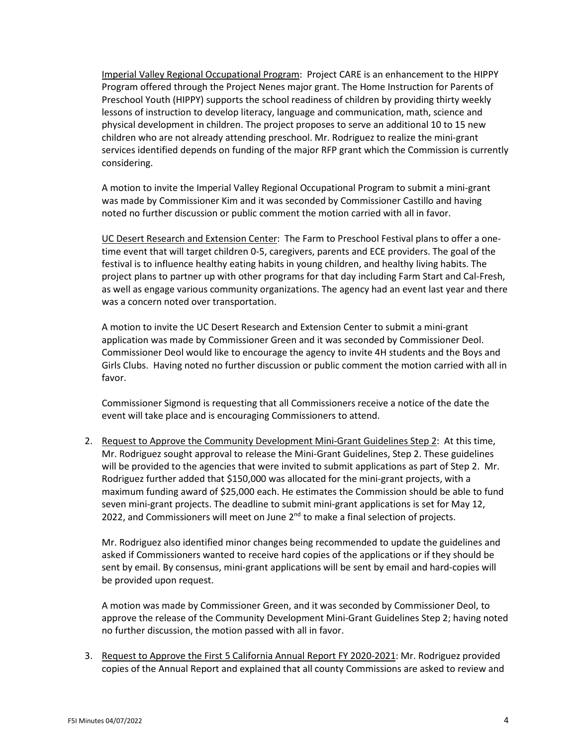Imperial Valley Regional Occupational Program: Project CARE is an enhancement to the HIPPY Program offered through the Project Nenes major grant. The Home Instruction for Parents of Preschool Youth (HIPPY) supports the school readiness of children by providing thirty weekly lessons of instruction to develop literacy, language and communication, math, science and physical development in children. The project proposes to serve an additional 10 to 15 new children who are not already attending preschool. Mr. Rodriguez to realize the mini-grant services identified depends on funding of the major RFP grant which the Commission is currently considering.

A motion to invite the Imperial Valley Regional Occupational Program to submit a mini-grant was made by Commissioner Kim and it was seconded by Commissioner Castillo and having noted no further discussion or public comment the motion carried with all in favor.

UC Desert Research and Extension Center: The Farm to Preschool Festival plans to offer a one-time event that will target children 0-5, caregivers, parents and ECE providers. The goal of the festival is to influence healthy eating habits in young children, and healthy living habits. The project plans to partner up with other programs for that day including Farm Start and Cal-Fresh, as well as engage various community organizations. The agency had an event last year and there was a concern noted over transportation.

A motion to invite the UC Desert Research and Extension Center to submit a mini-grant application was made by Commissioner Green and it was seconded by Commissioner Deol. Commissioner Deol would like to encourage the agency to invite 4H students and the Boys and Girls Clubs. Having noted no further discussion or public comment the motion carried with all in favor.

Commissioner Sigmond is requesting that all Commissioners receive a notice of the date the event will take place and is encouraging Commissioners to attend.

2. Request to Approve the Community Development Mini-Grant Guidelines Step 2: At this time, Mr. Rodriguez sought approval to release the Mini-Grant Guidelines, Step 2. These guidelines will be provided to the agencies that were invited to submit applications as part of Step 2. Mr. Rodriguez further added that $150,000 was allocated for the mini-grant projects, with a maximum funding award of $25,000 each. He estimates the Commission should be able to fund seven mini-grant projects. The deadline to submit mini-grant applications is set for May 12, 2022, and Commissioners will meet on June 2nd to make a final selection of projects.

   Mr. Rodriguez also identified minor changes being recommended to update the guidelines and asked if Commissioners wanted to receive hard copies of the applications or if they should be sent by email. By consensus, mini-grant applications will be sent by email and hard-copies will be provided upon request.

   A motion was made by Commissioner Green, and it was seconded by Commissioner Deol, to approve the release of the Community Development Mini-Grant Guidelines Step 2; having noted no further discussion, the motion passed with all in favor.

3. Request to Approve the First 5 California Annual Report FY 2020-2021: Mr. Rodriguez provided copies of the Annual Report and explained that all county Commissions are asked to review and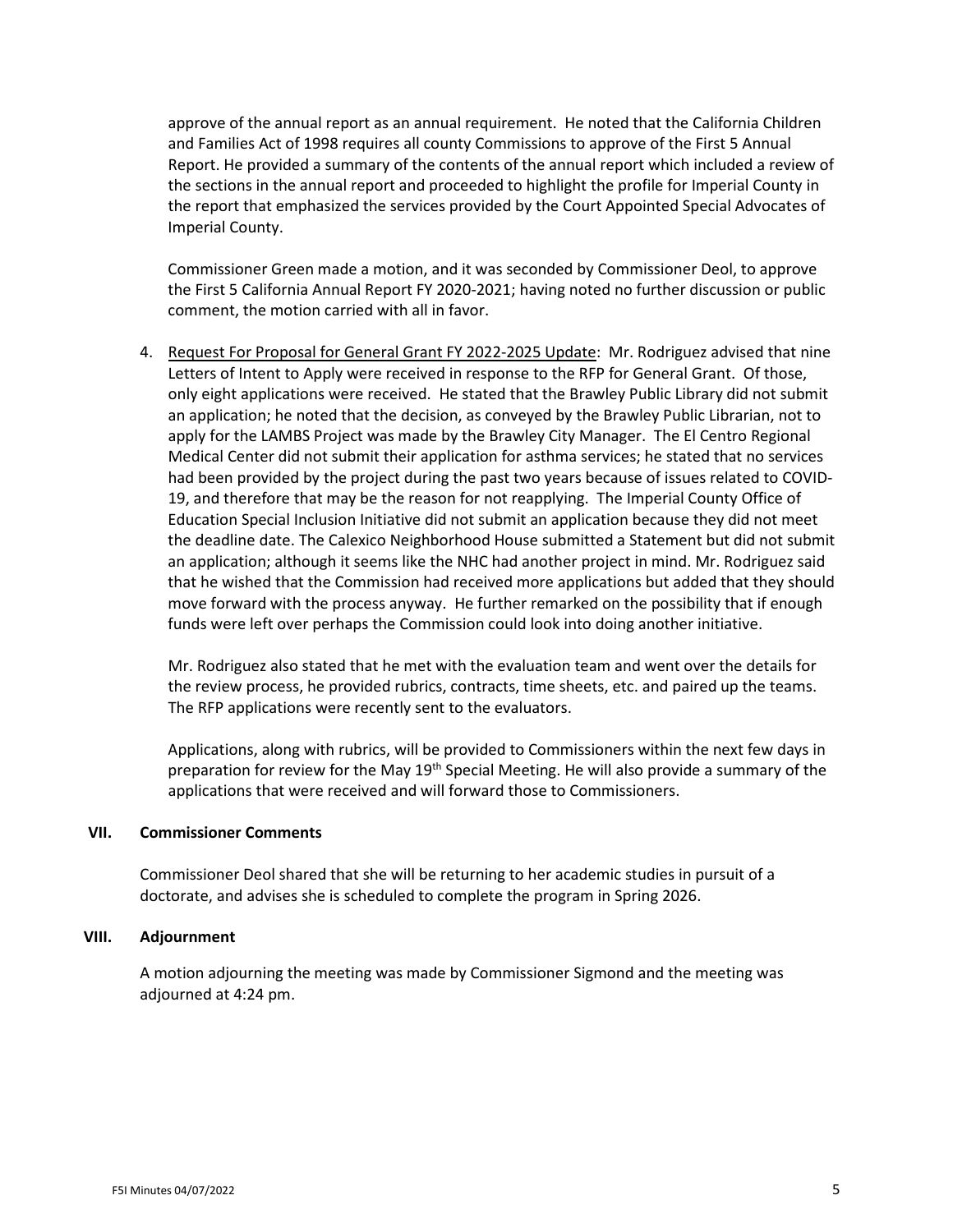approve of the annual report as an annual requirement. He noted that the California Children and Families Act of 1998 requires all county Commissions to approve of the First 5 Annual Report. He provided a summary of the contents of the annual report which included a review of the sections in the annual report and proceeded to highlight the profile for Imperial County in the report that emphasized the services provided by the Court Appointed Special Advocates of Imperial County.

Commissioner Green made a motion, and it was seconded by Commissioner Deol, to approve the First 5 California Annual Report FY 2020-2021; having noted no further discussion or public comment, the motion carried with all in favor.

4. Request For Proposal for General Grant FY 2022-2025 Update: Mr. Rodriguez advised that nine Letters of Intent to Apply were received in response to the RFP for General Grant. Of those, only eight applications were received. He stated that the Brawley Public Library did not submit an application; he noted that the decision, as conveyed by the Brawley Public Librarian, not to apply for the LAMBS Project was made by the Brawley City Manager. The El Centro Regional Medical Center did not submit their application for asthma services; he stated that no services had been provided by the project during the past two years because of issues related to COVID-19, and therefore that may be the reason for not reapplying. The Imperial County Office of Education Special Inclusion Initiative did not submit an application because they did not meet the deadline date. The Calexico Neighborhood House submitted a Statement but did not submit an application; although it seems like the NHC had another project in mind. Mr. Rodriguez said that he wished that the Commission had received more applications but added that they should move forward with the process anyway. He further remarked on the possibility that if enough funds were left over perhaps the Commission could look into doing another initiative.

   Mr. Rodriguez also stated that he met with the evaluation team and went over the details for the review process, he provided rubrics, contracts, time sheets, etc. and paired up the teams. The RFP applications were recently sent to the evaluators.

   Applications, along with rubrics, will be provided to Commissioners within the next few days in preparation for review for the May 19th Special Meeting. He will also provide a summary of the applications that were received and will forward those to Commissioners.

## VII. Commissioner Comments

Commissioner Deol shared that she will be returning to her academic studies in pursuit of a doctorate, and advises she is scheduled to complete the program in Spring 2026.

## VIII. Adjournment

A motion adjourning the meeting was made by Commissioner Sigmond and the meeting was adjourned at 4:24 pm.